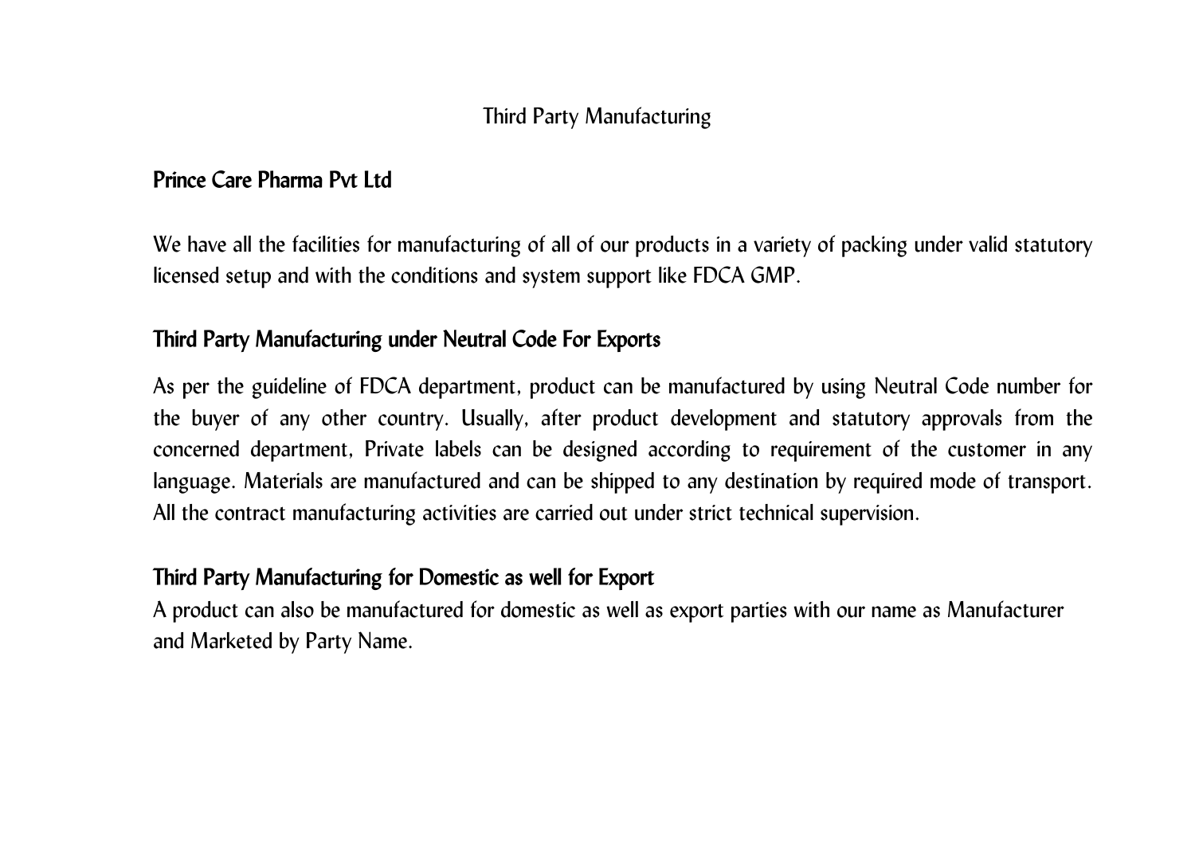# Third Party Manufacturing

## Prince Care Pharma Pvt Ltd

We have all the facilities for manufacturing of all of our products in a variety of packing under valid statutory licensed setup and with the conditions and system support like FDCA GMP.

## Third Party Manufacturing under Neutral Code For Exports

As per the guideline of FDCA department, product can be manufactured by using Neutral Code number for the buyer of any other country. Usually, after product development and statutory approvals from the concerned department, Private labels can be designed according to requirement of the customer in any language. Materials are manufactured and can be shipped to any destination by required mode of transport. All the contract manufacturing activities are carried out under strict technical supervision.

## Third Party Manufacturing for Domestic as well for Export

A product can also be manufactured for domestic as well as export parties with our name as Manufacturer and Marketed by Party Name.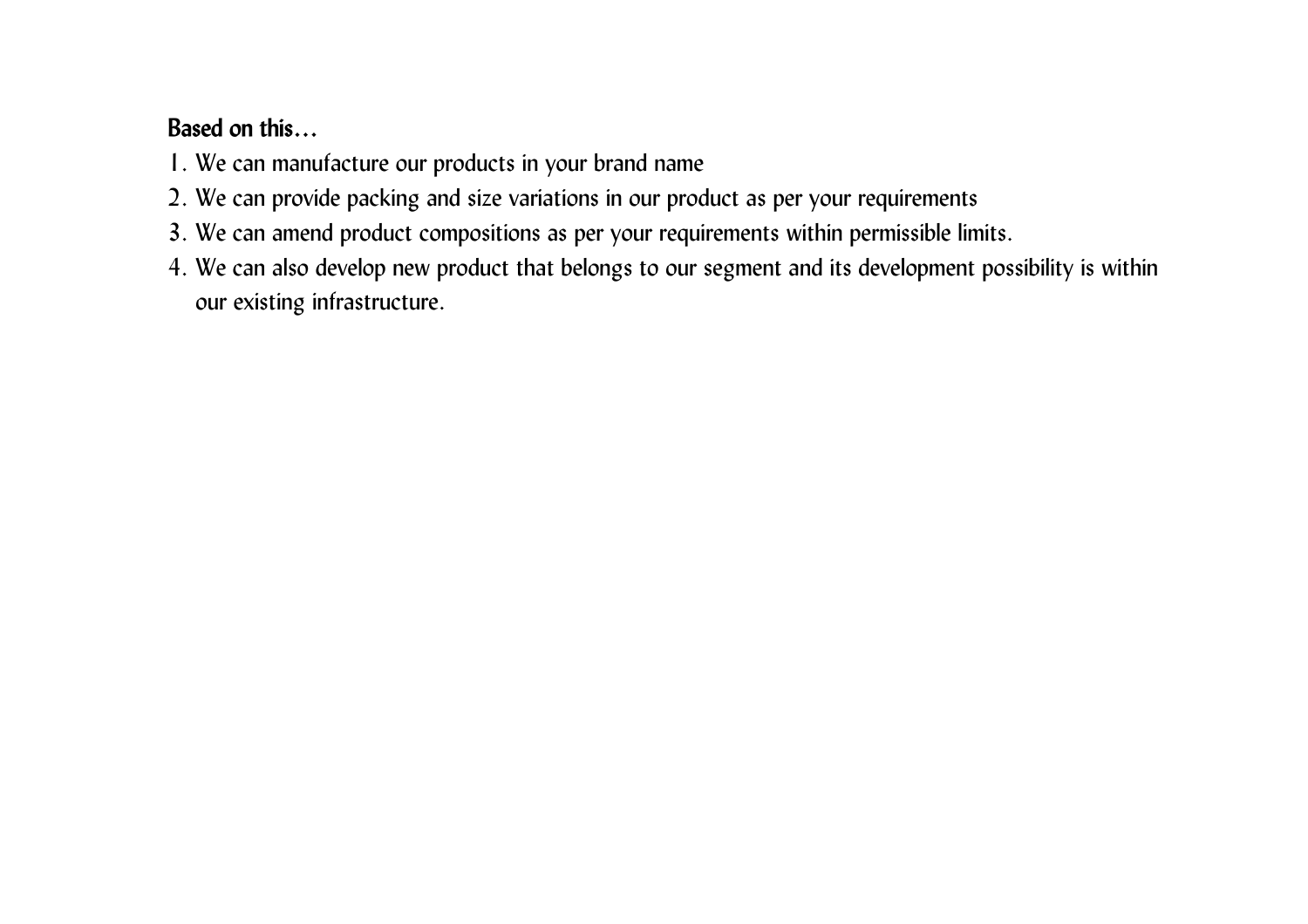**Based on this…**

1. We can manufacture our products in your brand name
2. We can provide packing and size variations in our product as per your requirements
3. We can amend product compositions as per your requirements within permissible limits.
4. We can also develop new product that belongs to our segment and its development possibility is within our existing infrastructure.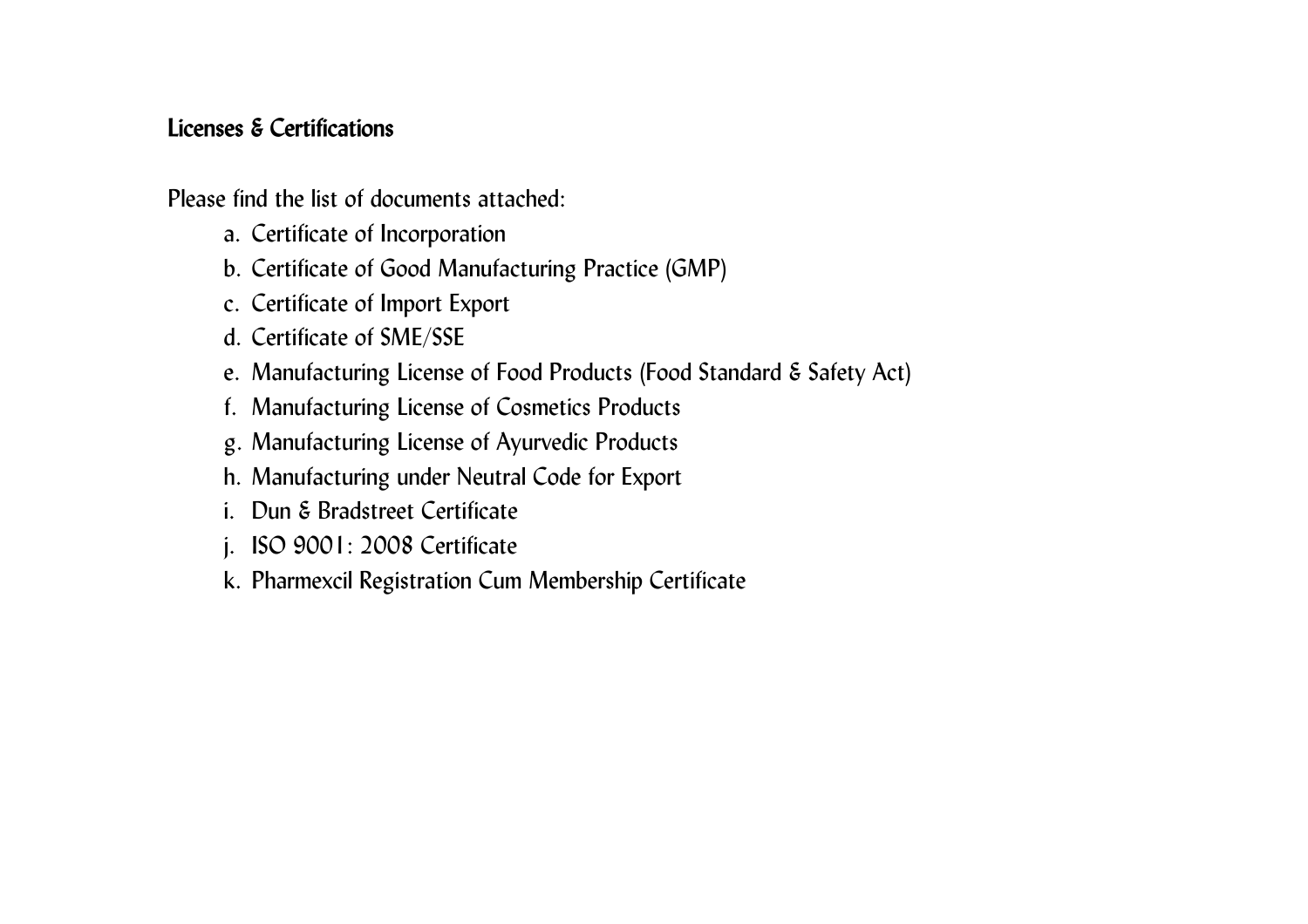## Licenses & Certifications

Please find the list of documents attached:

a. Certificate of Incorporation
b. Certificate of Good Manufacturing Practice (GMP)
c. Certificate of Import Export
d. Certificate of SME/SSE
e. Manufacturing License of Food Products (Food Standard & Safety Act)
f. Manufacturing License of Cosmetics Products
g. Manufacturing License of Ayurvedic Products
h. Manufacturing under Neutral Code for Export
i. Dun & Bradstreet Certificate
j. ISO 9001: 2008 Certificate
k. Pharmexcil Registration Cum Membership Certificate